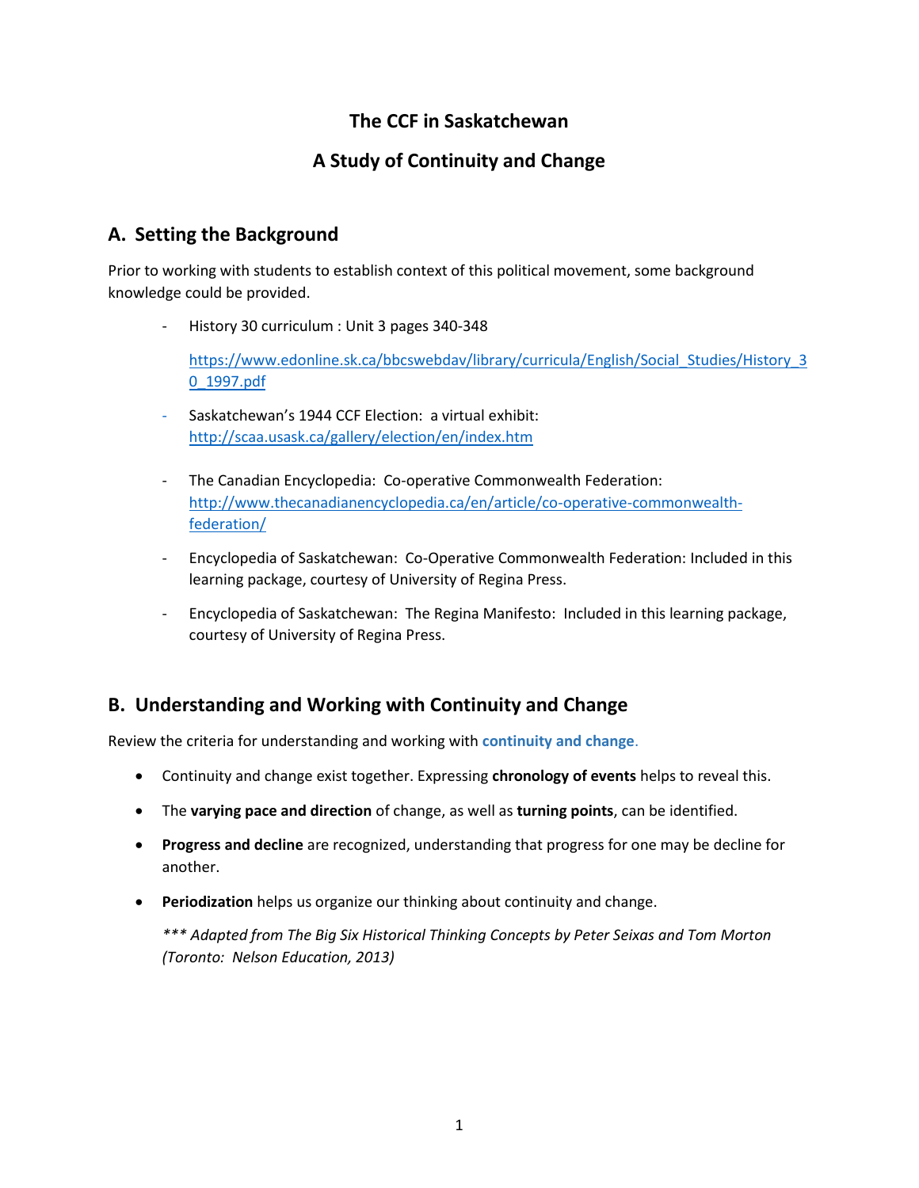# The CCF in Saskatchewan

## A Study of Continuity and Change

## A. Setting the Background

Prior to working with students to establish context of this political movement, some background knowledge could be provided.

- History 30 curriculum : Unit 3 pages 340-348

  https://www.edonline.sk.ca/bbcswebdav/library/curricula/English/Social_Studies/History_30_1997.pdf

- Saskatchewan's 1944 CCF Election: a virtual exhibit: http://scaa.usask.ca/gallery/election/en/index.htm

- The Canadian Encyclopedia: Co-operative Commonwealth Federation: http://www.thecanadianencyclopedia.ca/en/article/co-operative-commonwealth-federation/

- Encyclopedia of Saskatchewan: Co-Operative Commonwealth Federation: Included in this learning package, courtesy of University of Regina Press.

- Encyclopedia of Saskatchewan: The Regina Manifesto: Included in this learning package, courtesy of University of Regina Press.

## B. Understanding and Working with Continuity and Change

Review the criteria for understanding and working with **continuity and change**.

- Continuity and change exist together. Expressing **chronology of events** helps to reveal this.
- The **varying pace and direction** of change, as well as **turning points**, can be identified.
- **Progress and decline** are recognized, understanding that progress for one may be decline for another.
- **Periodization** helps us organize our thinking about continuity and change.

  *\*\*\* Adapted from The Big Six Historical Thinking Concepts by Peter Seixas and Tom Morton (Toronto: Nelson Education, 2013)*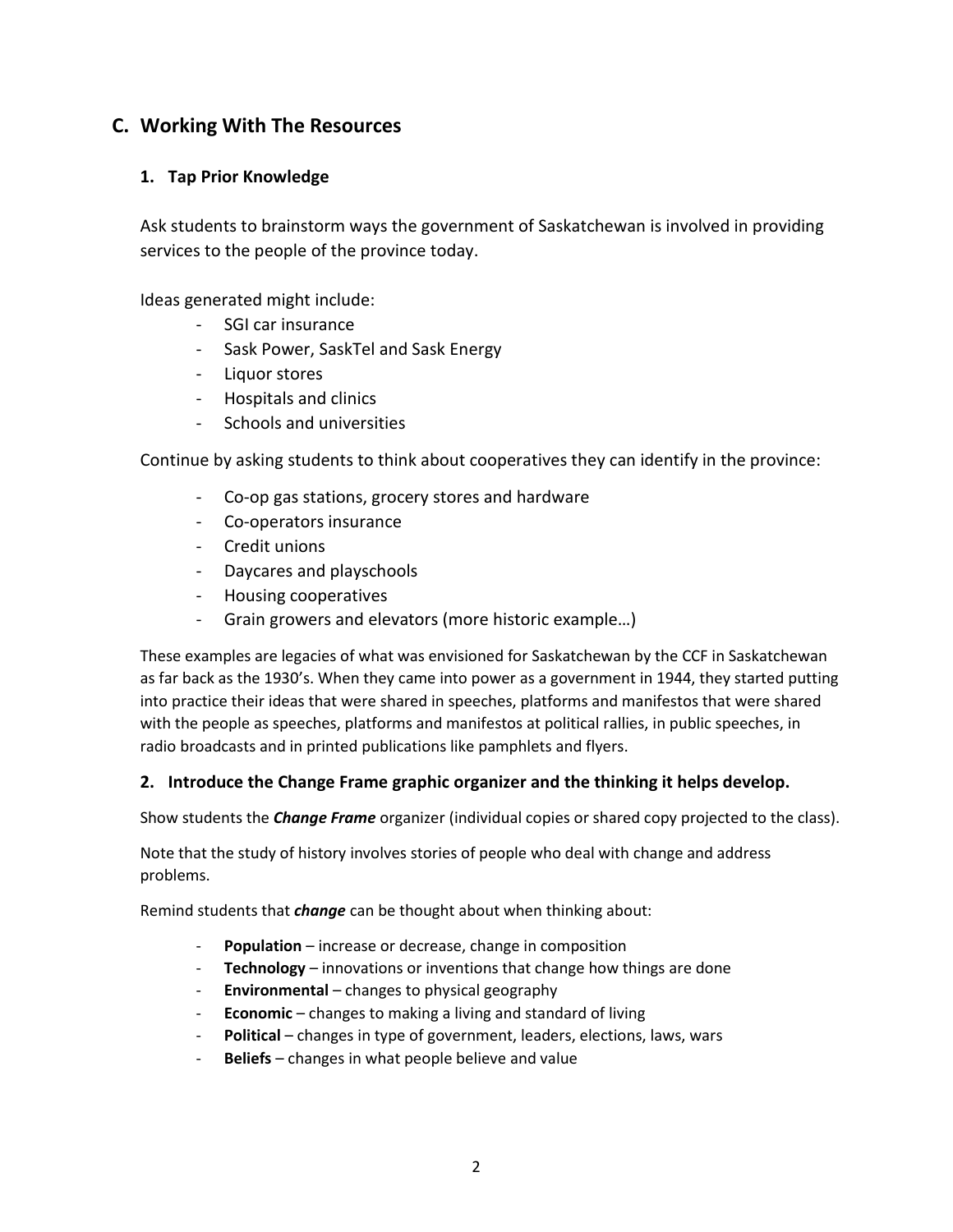## C. Working With The Resources

### 1. Tap Prior Knowledge

Ask students to brainstorm ways the government of Saskatchewan is involved in providing services to the people of the province today.

Ideas generated might include:

- SGI car insurance
- Sask Power, SaskTel and Sask Energy
- Liquor stores
- Hospitals and clinics
- Schools and universities

Continue by asking students to think about cooperatives they can identify in the province:

- Co-op gas stations, grocery stores and hardware
- Co-operators insurance
- Credit unions
- Daycares and playschools
- Housing cooperatives
- Grain growers and elevators (more historic example…)

These examples are legacies of what was envisioned for Saskatchewan by the CCF in Saskatchewan as far back as the 1930's. When they came into power as a government in 1944, they started putting into practice their ideas that were shared in speeches, platforms and manifestos that were shared with the people as speeches, platforms and manifestos at political rallies, in public speeches, in radio broadcasts and in printed publications like pamphlets and flyers.

### 2. Introduce the Change Frame graphic organizer and the thinking it helps develop.

Show students the ***Change Frame*** organizer (individual copies or shared copy projected to the class).

Note that the study of history involves stories of people who deal with change and address problems.

Remind students that ***change*** can be thought about when thinking about:

- **Population** – increase or decrease, change in composition
- **Technology** – innovations or inventions that change how things are done
- **Environmental** – changes to physical geography
- **Economic** – changes to making a living and standard of living
- **Political** – changes in type of government, leaders, elections, laws, wars
- **Beliefs** – changes in what people believe and value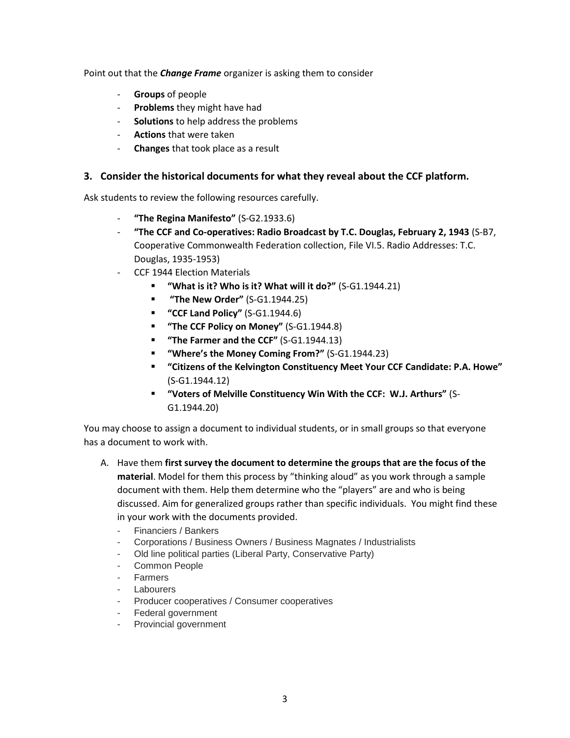Point out that the ***Change Frame*** organizer is asking them to consider

- **Groups** of people
- **Problems** they might have had
- **Solutions** to help address the problems
- **Actions** that were taken
- **Changes** that took place as a result

### 3. Consider the historical documents for what they reveal about the CCF platform.

Ask students to review the following resources carefully.

- **"The Regina Manifesto"** (S-G2.1933.6)
- **"The CCF and Co-operatives: Radio Broadcast by T.C. Douglas, February 2, 1943** (S-B7, Cooperative Commonwealth Federation collection, File VI.5. Radio Addresses: T.C. Douglas, 1935-1953)
- CCF 1944 Election Materials
    - **"What is it? Who is it? What will it do?"** (S-G1.1944.21)
    - **"The New Order"** (S-G1.1944.25)
    - **"CCF Land Policy"** (S-G1.1944.6)
    - **"The CCF Policy on Money"** (S-G1.1944.8)
    - **"The Farmer and the CCF"** (S-G1.1944.13)
    - **"Where's the Money Coming From?"** (S-G1.1944.23)
    - **"Citizens of the Kelvington Constituency Meet Your CCF Candidate: P.A. Howe"** (S-G1.1944.12)
    - **"Voters of Melville Constituency Win With the CCF: W.J. Arthurs"** (S-G1.1944.20)

You may choose to assign a document to individual students, or in small groups so that everyone has a document to work with.

A. Have them **first survey the document to determine the groups that are the focus of the material**. Model for them this process by "thinking aloud" as you work through a sample document with them. Help them determine who the "players" are and who is being discussed. Aim for generalized groups rather than specific individuals. You might find these in your work with the documents provided.
   - Financiers / Bankers
   - Corporations / Business Owners / Business Magnates / Industrialists
   - Old line political parties (Liberal Party, Conservative Party)
   - Common People
   - Farmers
   - Labourers
   - Producer cooperatives / Consumer cooperatives
   - Federal government
   - Provincial government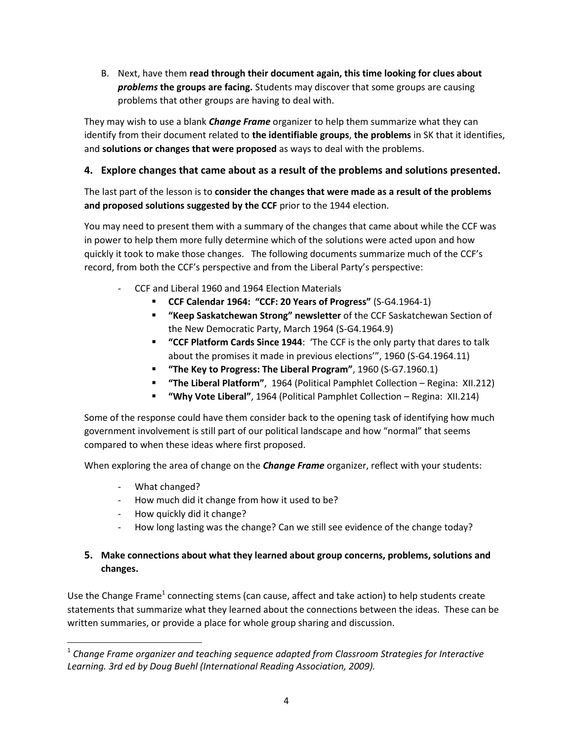B. Next, have them **read through their document again, this time looking for clues about *problems* the groups are facing.** Students may discover that some groups are causing problems that other groups are having to deal with.

They may wish to use a blank ***Change Frame*** organizer to help them summarize what they can identify from their document related to **the identifiable groups**, **the problems** in SK that it identifies, and **solutions or changes that were proposed** as ways to deal with the problems.

### 4. Explore changes that came about as a result of the problems and solutions presented.

The last part of the lesson is to **consider the changes that were made as a result of the problems and proposed solutions suggested by the CCF** prior to the 1944 election.

You may need to present them with a summary of the changes that came about while the CCF was in power to help them more fully determine which of the solutions were acted upon and how quickly it took to make those changes. The following documents summarize much of the CCF's record, from both the CCF's perspective and from the Liberal Party's perspective:

- CCF and Liberal 1960 and 1964 Election Materials
  - **CCF Calendar 1964: "CCF: 20 Years of Progress"** (S-G4.1964-1)
  - **"Keep Saskatchewan Strong" newsletter** of the CCF Saskatchewan Section of the New Democratic Party, March 1964 (S-G4.1964.9)
  - **"CCF Platform Cards Since 1944**: 'The CCF is the only party that dares to talk about the promises it made in previous elections'", 1960 (S-G4.1964.11)
  - **"The Key to Progress: The Liberal Program"**, 1960 (S-G7.1960.1)
  - **"The Liberal Platform"**, 1964 (Political Pamphlet Collection – Regina: XII.212)
  - **"Why Vote Liberal"**, 1964 (Political Pamphlet Collection – Regina: XII.214)

Some of the response could have them consider back to the opening task of identifying how much government involvement is still part of our political landscape and how "normal" that seems compared to when these ideas where first proposed.

When exploring the area of change on the ***Change Frame*** organizer, reflect with your students:

- What changed?
- How much did it change from how it used to be?
- How quickly did it change?
- How long lasting was the change? Can we still see evidence of the change today?

### 5. Make connections about what they learned about group concerns, problems, solutions and changes.

Use the Change Frame[1] connecting stems (can cause, affect and take action) to help students create statements that summarize what they learned about the connections between the ideas. These can be written summaries, or provide a place for whole group sharing and discussion.

---

[1] *Change Frame organizer and teaching sequence adapted from Classroom Strategies for Interactive Learning. 3rd ed by Doug Buehl (International Reading Association, 2009).*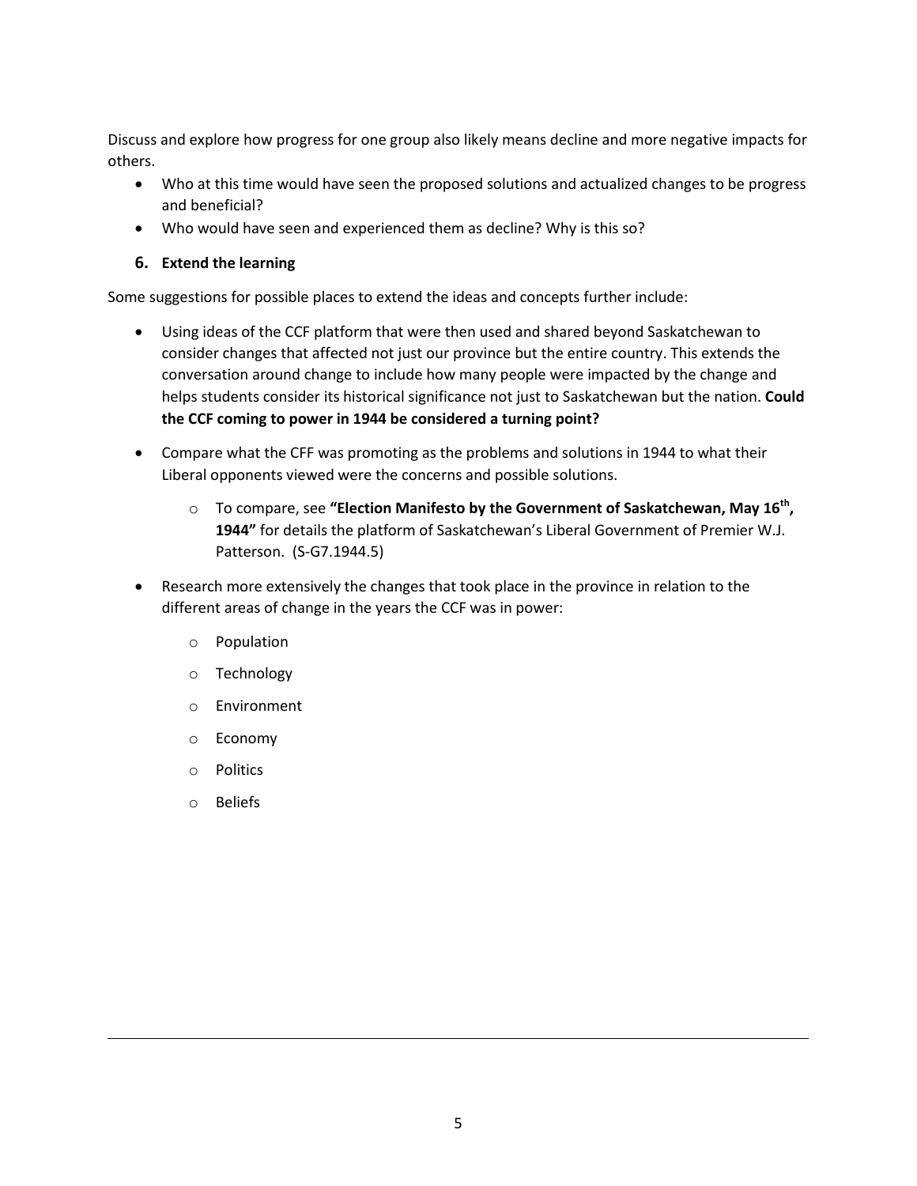Discuss and explore how progress for one group also likely means decline and more negative impacts for others.

- Who at this time would have seen the proposed solutions and actualized changes to be progress and beneficial?
- Who would have seen and experienced them as decline? Why is this so?

### 6. Extend the learning

Some suggestions for possible places to extend the ideas and concepts further include:

- Using ideas of the CCF platform that were then used and shared beyond Saskatchewan to consider changes that affected not just our province but the entire country. This extends the conversation around change to include how many people were impacted by the change and helps students consider its historical significance not just to Saskatchewan but the nation. **Could the CCF coming to power in 1944 be considered a turning point?**
- Compare what the CFF was promoting as the problems and solutions in 1944 to what their Liberal opponents viewed were the concerns and possible solutions.
  - To compare, see **"Election Manifesto by the Government of Saskatchewan, May 16th, 1944"** for details the platform of Saskatchewan's Liberal Government of Premier W.J. Patterson. (S-G7.1944.5)
- Research more extensively the changes that took place in the province in relation to the different areas of change in the years the CCF was in power:
  - Population
  - Technology
  - Environment
  - Economy
  - Politics
  - Beliefs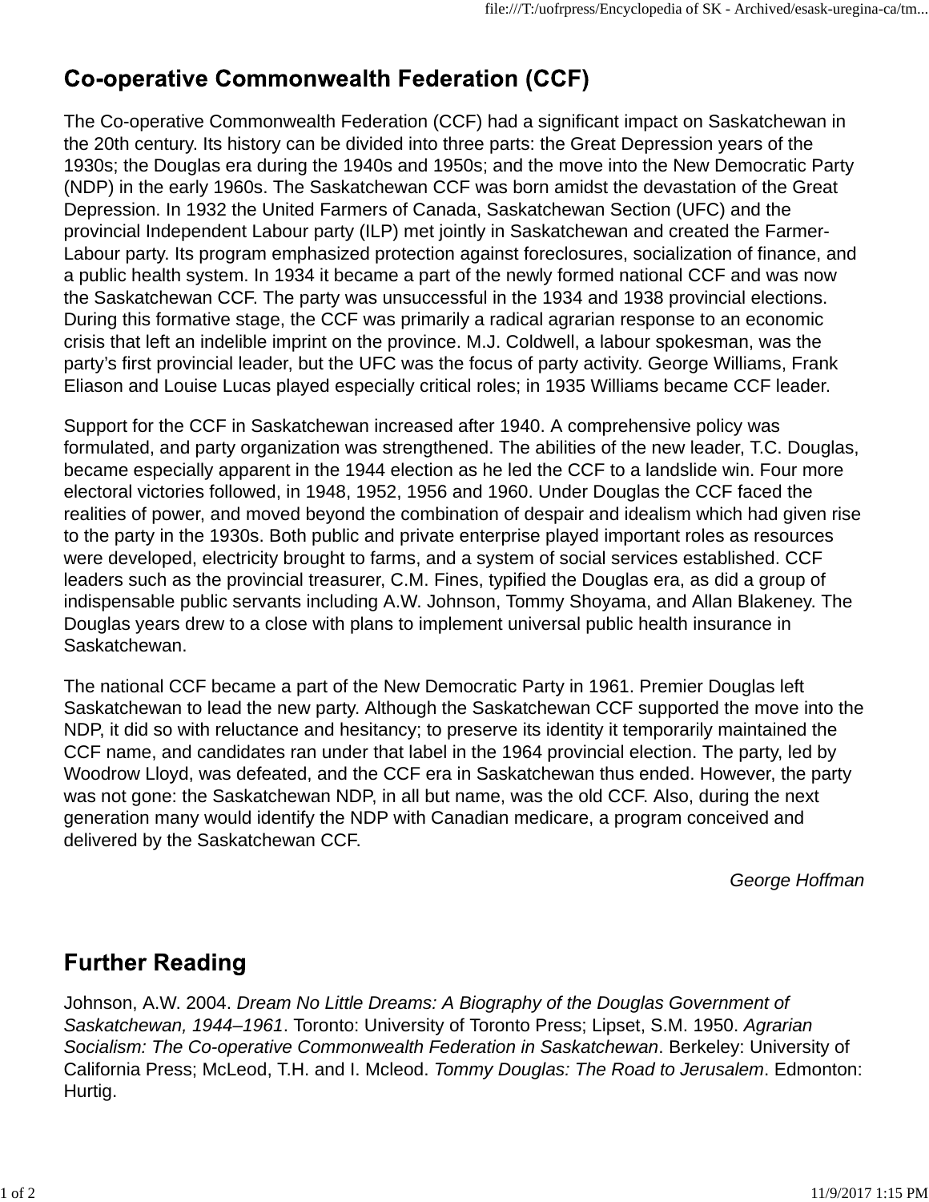# Co-operative Commonwealth Federation (CCF)

The Co-operative Commonwealth Federation (CCF) had a significant impact on Saskatchewan in the 20th century. Its history can be divided into three parts: the Great Depression years of the 1930s; the Douglas era during the 1940s and 1950s; and the move into the New Democratic Party (NDP) in the early 1960s. The Saskatchewan CCF was born amidst the devastation of the Great Depression. In 1932 the United Farmers of Canada, Saskatchewan Section (UFC) and the provincial Independent Labour party (ILP) met jointly in Saskatchewan and created the Farmer-Labour party. Its program emphasized protection against foreclosures, socialization of finance, and a public health system. In 1934 it became a part of the newly formed national CCF and was now the Saskatchewan CCF. The party was unsuccessful in the 1934 and 1938 provincial elections. During this formative stage, the CCF was primarily a radical agrarian response to an economic crisis that left an indelible imprint on the province. M.J. Coldwell, a labour spokesman, was the party's first provincial leader, but the UFC was the focus of party activity. George Williams, Frank Eliason and Louise Lucas played especially critical roles; in 1935 Williams became CCF leader.

Support for the CCF in Saskatchewan increased after 1940. A comprehensive policy was formulated, and party organization was strengthened. The abilities of the new leader, T.C. Douglas, became especially apparent in the 1944 election as he led the CCF to a landslide win. Four more electoral victories followed, in 1948, 1952, 1956 and 1960. Under Douglas the CCF faced the realities of power, and moved beyond the combination of despair and idealism which had given rise to the party in the 1930s. Both public and private enterprise played important roles as resources were developed, electricity brought to farms, and a system of social services established. CCF leaders such as the provincial treasurer, C.M. Fines, typified the Douglas era, as did a group of indispensable public servants including A.W. Johnson, Tommy Shoyama, and Allan Blakeney. The Douglas years drew to a close with plans to implement universal public health insurance in Saskatchewan.

The national CCF became a part of the New Democratic Party in 1961. Premier Douglas left Saskatchewan to lead the new party. Although the Saskatchewan CCF supported the move into the NDP, it did so with reluctance and hesitancy; to preserve its identity it temporarily maintained the CCF name, and candidates ran under that label in the 1964 provincial election. The party, led by Woodrow Lloyd, was defeated, and the CCF era in Saskatchewan thus ended. However, the party was not gone: the Saskatchewan NDP, in all but name, was the old CCF. Also, during the next generation many would identify the NDP with Canadian medicare, a program conceived and delivered by the Saskatchewan CCF.

*George Hoffman*

## Further Reading

Johnson, A.W. 2004. *Dream No Little Dreams: A Biography of the Douglas Government of Saskatchewan, 1944–1961*. Toronto: University of Toronto Press; Lipset, S.M. 1950. *Agrarian Socialism: The Co-operative Commonwealth Federation in Saskatchewan*. Berkeley: University of California Press; McLeod, T.H. and I. Mcleod. *Tommy Douglas: The Road to Jerusalem*. Edmonton: Hurtig.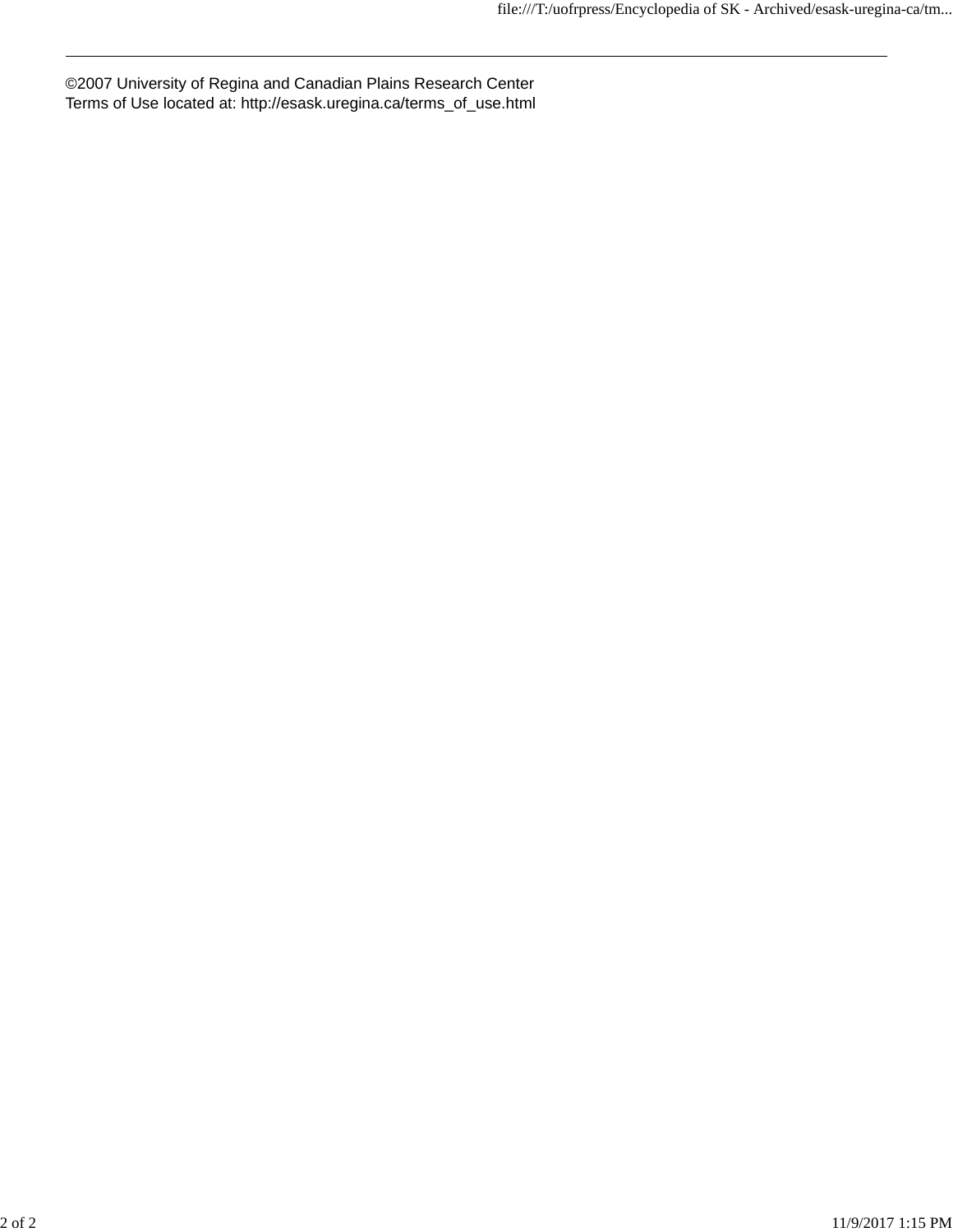---

©2007 University of Regina and Canadian Plains Research Center
Terms of Use located at: http://esask.uregina.ca/terms_of_use.html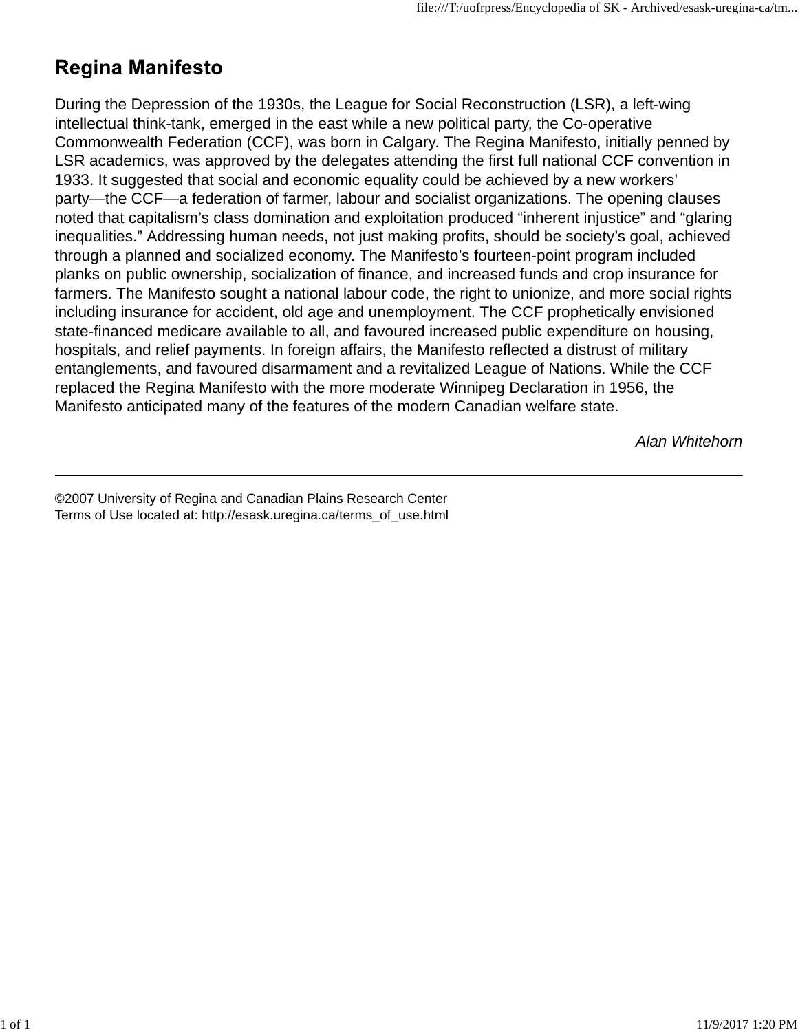# Regina Manifesto

During the Depression of the 1930s, the League for Social Reconstruction (LSR), a left-wing intellectual think-tank, emerged in the east while a new political party, the Co-operative Commonwealth Federation (CCF), was born in Calgary. The Regina Manifesto, initially penned by LSR academics, was approved by the delegates attending the first full national CCF convention in 1933. It suggested that social and economic equality could be achieved by a new workers' party—the CCF—a federation of farmer, labour and socialist organizations. The opening clauses noted that capitalism's class domination and exploitation produced "inherent injustice" and "glaring inequalities." Addressing human needs, not just making profits, should be society's goal, achieved through a planned and socialized economy. The Manifesto's fourteen-point program included planks on public ownership, socialization of finance, and increased funds and crop insurance for farmers. The Manifesto sought a national labour code, the right to unionize, and more social rights including insurance for accident, old age and unemployment. The CCF prophetically envisioned state-financed medicare available to all, and favoured increased public expenditure on housing, hospitals, and relief payments. In foreign affairs, the Manifesto reflected a distrust of military entanglements, and favoured disarmament and a revitalized League of Nations. While the CCF replaced the Regina Manifesto with the more moderate Winnipeg Declaration in 1956, the Manifesto anticipated many of the features of the modern Canadian welfare state.

*Alan Whitehorn*

---

©2007 University of Regina and Canadian Plains Research Center
Terms of Use located at: http://esask.uregina.ca/terms_of_use.html